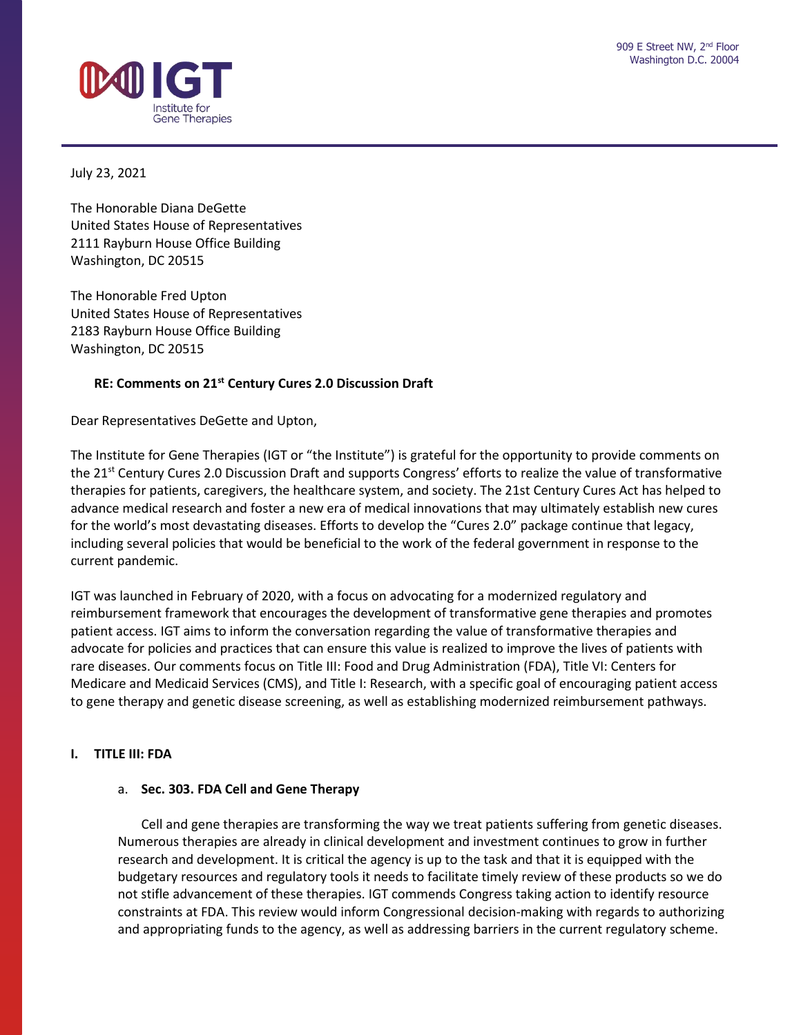909 E Street NW, 2nd Floor
Washington D.C. 20004

IGT
Institute for Gene Therapies

July 23, 2021

The Honorable Diana DeGette
United States House of Representatives
2111 Rayburn House Office Building
Washington, DC 20515

The Honorable Fred Upton
United States House of Representatives
2183 Rayburn House Office Building
Washington, DC 20515

**RE: Comments on 21st Century Cures 2.0 Discussion Draft**

Dear Representatives DeGette and Upton,

The Institute for Gene Therapies (IGT or "the Institute") is grateful for the opportunity to provide comments on the 21st Century Cures 2.0 Discussion Draft and supports Congress' efforts to realize the value of transformative therapies for patients, caregivers, the healthcare system, and society. The 21st Century Cures Act has helped to advance medical research and foster a new era of medical innovations that may ultimately establish new cures for the world's most devastating diseases. Efforts to develop the "Cures 2.0" package continue that legacy, including several policies that would be beneficial to the work of the federal government in response to the current pandemic.

IGT was launched in February of 2020, with a focus on advocating for a modernized regulatory and reimbursement framework that encourages the development of transformative gene therapies and promotes patient access. IGT aims to inform the conversation regarding the value of transformative therapies and advocate for policies and practices that can ensure this value is realized to improve the lives of patients with rare diseases. Our comments focus on Title III: Food and Drug Administration (FDA), Title VI: Centers for Medicare and Medicaid Services (CMS), and Title I: Research, with a specific goal of encouraging patient access to gene therapy and genetic disease screening, as well as establishing modernized reimbursement pathways.

## I. TITLE III: FDA

### a. Sec. 303. FDA Cell and Gene Therapy

Cell and gene therapies are transforming the way we treat patients suffering from genetic diseases. Numerous therapies are already in clinical development and investment continues to grow in further research and development. It is critical the agency is up to the task and that it is equipped with the budgetary resources and regulatory tools it needs to facilitate timely review of these products so we do not stifle advancement of these therapies. IGT commends Congress taking action to identify resource constraints at FDA. This review would inform Congressional decision-making with regards to authorizing and appropriating funds to the agency, as well as addressing barriers in the current regulatory scheme.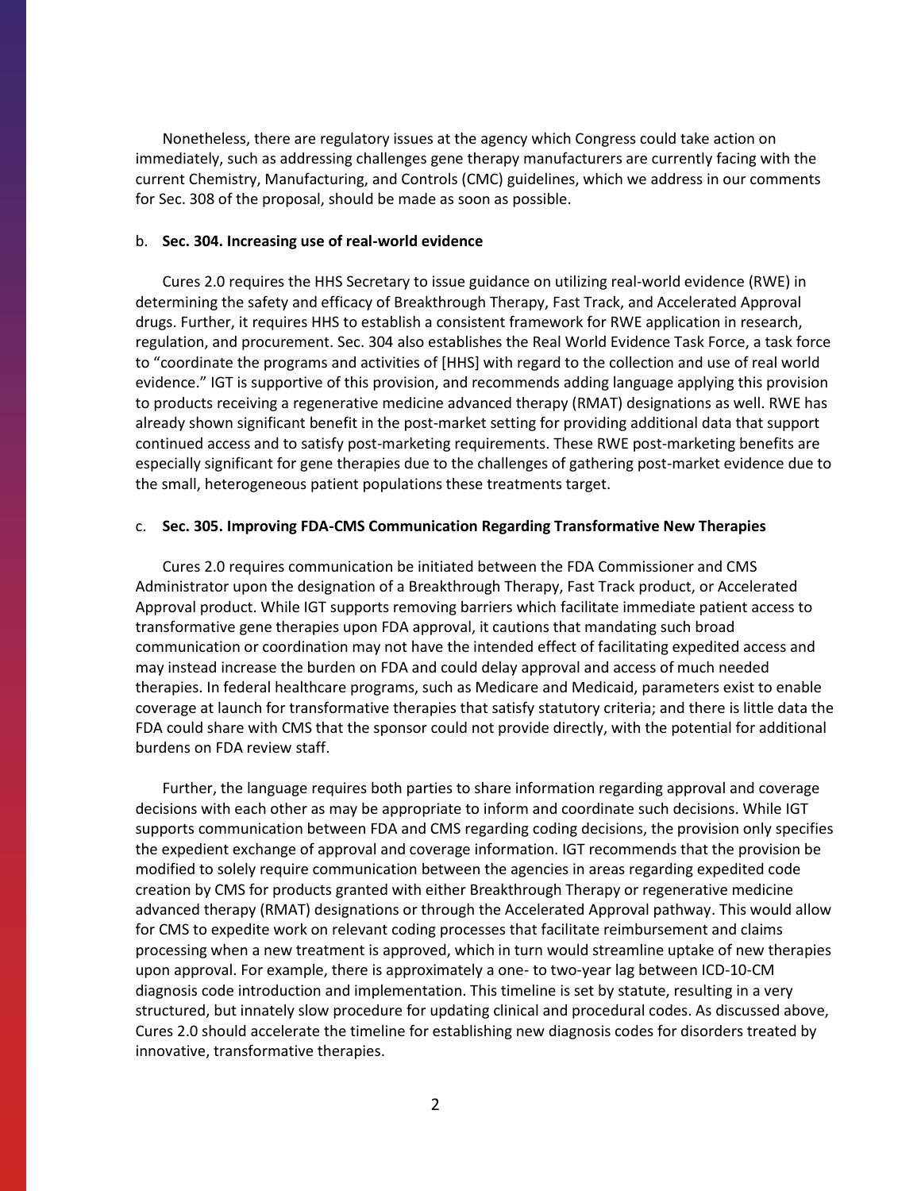Nonetheless, there are regulatory issues at the agency which Congress could take action on immediately, such as addressing challenges gene therapy manufacturers are currently facing with the current Chemistry, Manufacturing, and Controls (CMC) guidelines, which we address in our comments for Sec. 308 of the proposal, should be made as soon as possible.

b. **Sec. 304. Increasing use of real-world evidence**

Cures 2.0 requires the HHS Secretary to issue guidance on utilizing real-world evidence (RWE) in determining the safety and efficacy of Breakthrough Therapy, Fast Track, and Accelerated Approval drugs. Further, it requires HHS to establish a consistent framework for RWE application in research, regulation, and procurement. Sec. 304 also establishes the Real World Evidence Task Force, a task force to "coordinate the programs and activities of [HHS] with regard to the collection and use of real world evidence." IGT is supportive of this provision, and recommends adding language applying this provision to products receiving a regenerative medicine advanced therapy (RMAT) designations as well. RWE has already shown significant benefit in the post-market setting for providing additional data that support continued access and to satisfy post-marketing requirements. These RWE post-marketing benefits are especially significant for gene therapies due to the challenges of gathering post-market evidence due to the small, heterogeneous patient populations these treatments target.

c. **Sec. 305. Improving FDA-CMS Communication Regarding Transformative New Therapies**

Cures 2.0 requires communication be initiated between the FDA Commissioner and CMS Administrator upon the designation of a Breakthrough Therapy, Fast Track product, or Accelerated Approval product. While IGT supports removing barriers which facilitate immediate patient access to transformative gene therapies upon FDA approval, it cautions that mandating such broad communication or coordination may not have the intended effect of facilitating expedited access and may instead increase the burden on FDA and could delay approval and access of much needed therapies. In federal healthcare programs, such as Medicare and Medicaid, parameters exist to enable coverage at launch for transformative therapies that satisfy statutory criteria; and there is little data the FDA could share with CMS that the sponsor could not provide directly, with the potential for additional burdens on FDA review staff.

Further, the language requires both parties to share information regarding approval and coverage decisions with each other as may be appropriate to inform and coordinate such decisions. While IGT supports communication between FDA and CMS regarding coding decisions, the provision only specifies the expedient exchange of approval and coverage information. IGT recommends that the provision be modified to solely require communication between the agencies in areas regarding expedited code creation by CMS for products granted with either Breakthrough Therapy or regenerative medicine advanced therapy (RMAT) designations or through the Accelerated Approval pathway. This would allow for CMS to expedite work on relevant coding processes that facilitate reimbursement and claims processing when a new treatment is approved, which in turn would streamline uptake of new therapies upon approval. For example, there is approximately a one- to two-year lag between ICD-10-CM diagnosis code introduction and implementation. This timeline is set by statute, resulting in a very structured, but innately slow procedure for updating clinical and procedural codes. As discussed above, Cures 2.0 should accelerate the timeline for establishing new diagnosis codes for disorders treated by innovative, transformative therapies.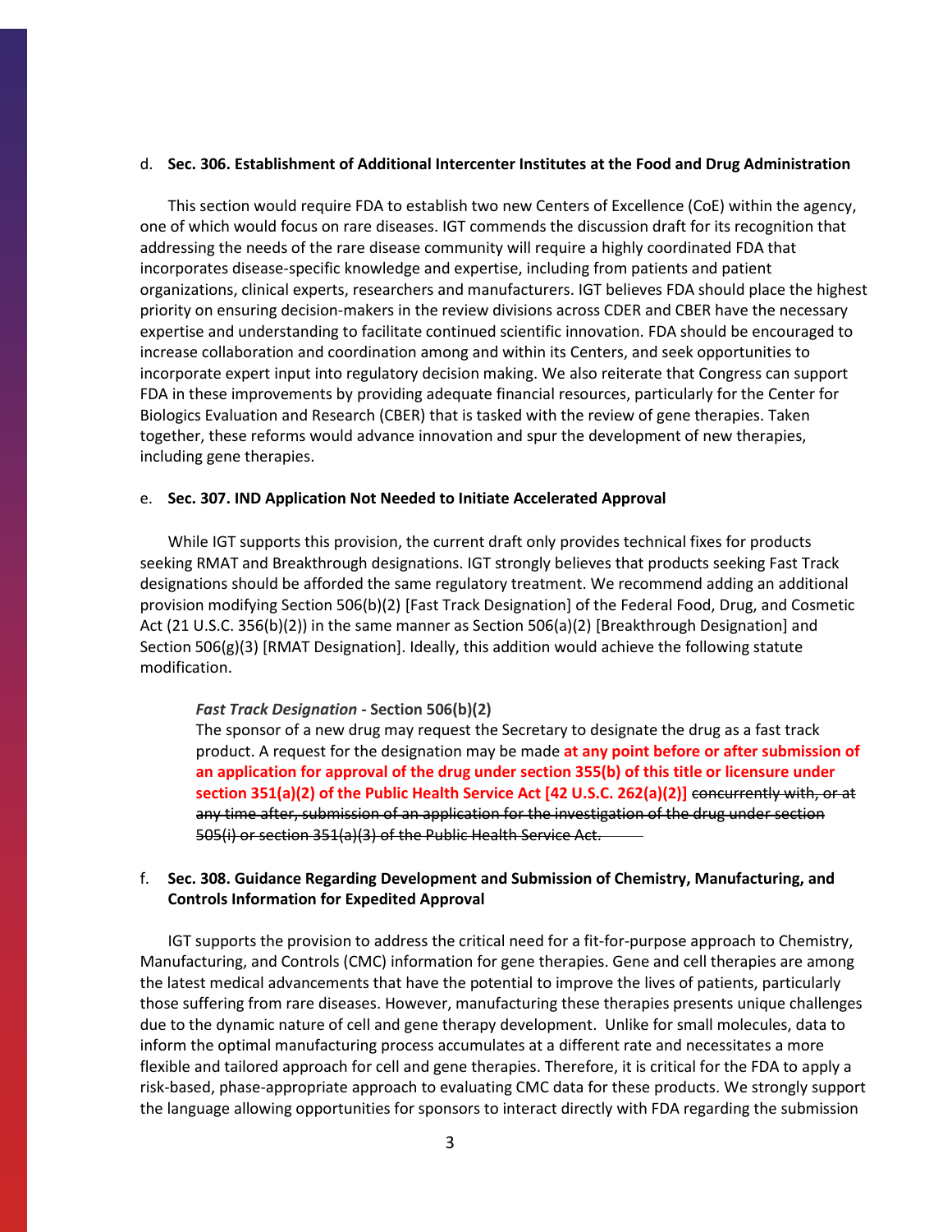d. **Sec. 306. Establishment of Additional Intercenter Institutes at the Food and Drug Administration**

This section would require FDA to establish two new Centers of Excellence (CoE) within the agency, one of which would focus on rare diseases. IGT commends the discussion draft for its recognition that addressing the needs of the rare disease community will require a highly coordinated FDA that incorporates disease-specific knowledge and expertise, including from patients and patient organizations, clinical experts, researchers and manufacturers. IGT believes FDA should place the highest priority on ensuring decision-makers in the review divisions across CDER and CBER have the necessary expertise and understanding to facilitate continued scientific innovation. FDA should be encouraged to increase collaboration and coordination among and within its Centers, and seek opportunities to incorporate expert input into regulatory decision making. We also reiterate that Congress can support FDA in these improvements by providing adequate financial resources, particularly for the Center for Biologics Evaluation and Research (CBER) that is tasked with the review of gene therapies. Taken together, these reforms would advance innovation and spur the development of new therapies, including gene therapies.

e. **Sec. 307. IND Application Not Needed to Initiate Accelerated Approval**

While IGT supports this provision, the current draft only provides technical fixes for products seeking RMAT and Breakthrough designations. IGT strongly believes that products seeking Fast Track designations should be afforded the same regulatory treatment. We recommend adding an additional provision modifying Section 506(b)(2) [Fast Track Designation] of the Federal Food, Drug, and Cosmetic Act (21 U.S.C. 356(b)(2)) in the same manner as Section 506(a)(2) [Breakthrough Designation] and Section 506(g)(3) [RMAT Designation]. Ideally, this addition would achieve the following statute modification.

> ***Fast Track Designation*** **- Section 506(b)(2)**
> The sponsor of a new drug may request the Secretary to designate the drug as a fast track product. A request for the designation may be made **at any point before or after submission of an application for approval of the drug under section 355(b) of this title or licensure under section 351(a)(2) of the Public Health Service Act [42 U.S.C. 262(a)(2)]** ~~concurrently with, or at any time after, submission of an application for the investigation of the drug under section 505(i) or section 351(a)(3) of the Public Health Service Act.~~

f. **Sec. 308. Guidance Regarding Development and Submission of Chemistry, Manufacturing, and Controls Information for Expedited Approval**

IGT supports the provision to address the critical need for a fit-for-purpose approach to Chemistry, Manufacturing, and Controls (CMC) information for gene therapies. Gene and cell therapies are among the latest medical advancements that have the potential to improve the lives of patients, particularly those suffering from rare diseases. However, manufacturing these therapies presents unique challenges due to the dynamic nature of cell and gene therapy development. Unlike for small molecules, data to inform the optimal manufacturing process accumulates at a different rate and necessitates a more flexible and tailored approach for cell and gene therapies. Therefore, it is critical for the FDA to apply a risk-based, phase-appropriate approach to evaluating CMC data for these products. We strongly support the language allowing opportunities for sponsors to interact directly with FDA regarding the submission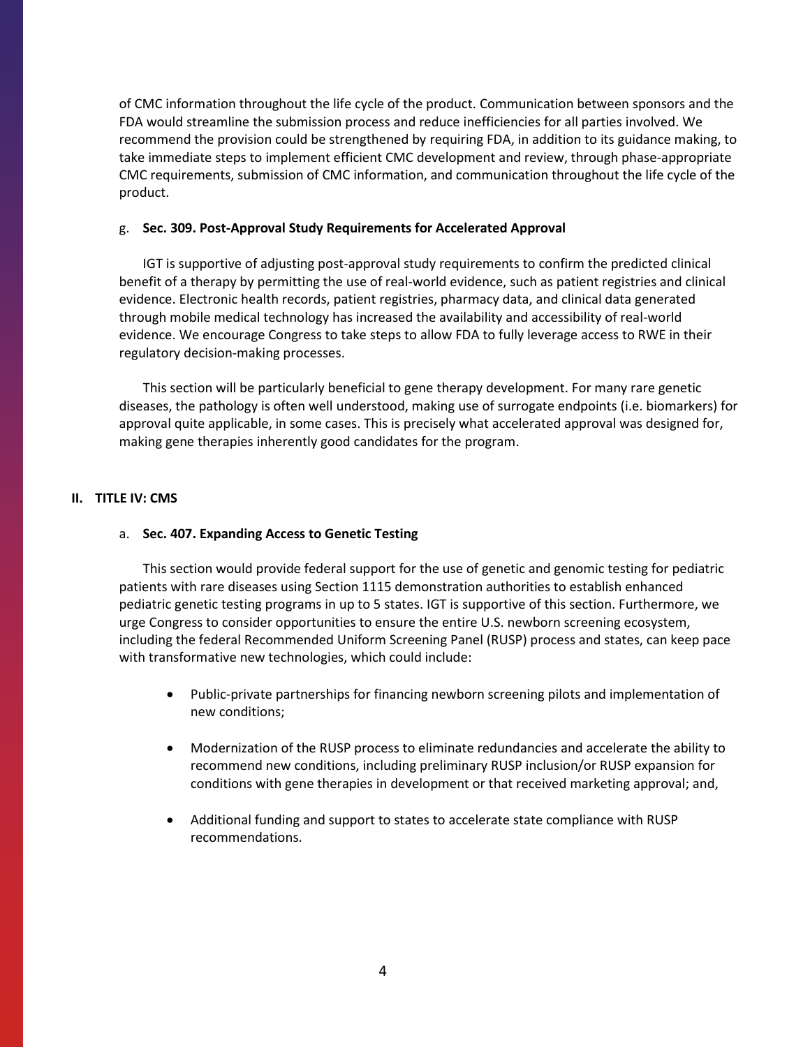of CMC information throughout the life cycle of the product. Communication between sponsors and the FDA would streamline the submission process and reduce inefficiencies for all parties involved. We recommend the provision could be strengthened by requiring FDA, in addition to its guidance making, to take immediate steps to implement efficient CMC development and review, through phase-appropriate CMC requirements, submission of CMC information, and communication throughout the life cycle of the product.

g. **Sec. 309. Post-Approval Study Requirements for Accelerated Approval**

IGT is supportive of adjusting post-approval study requirements to confirm the predicted clinical benefit of a therapy by permitting the use of real-world evidence, such as patient registries and clinical evidence. Electronic health records, patient registries, pharmacy data, and clinical data generated through mobile medical technology has increased the availability and accessibility of real-world evidence. We encourage Congress to take steps to allow FDA to fully leverage access to RWE in their regulatory decision-making processes.

This section will be particularly beneficial to gene therapy development. For many rare genetic diseases, the pathology is often well understood, making use of surrogate endpoints (i.e. biomarkers) for approval quite applicable, in some cases. This is precisely what accelerated approval was designed for, making gene therapies inherently good candidates for the program.

## II. TITLE IV: CMS

a. **Sec. 407. Expanding Access to Genetic Testing**

This section would provide federal support for the use of genetic and genomic testing for pediatric patients with rare diseases using Section 1115 demonstration authorities to establish enhanced pediatric genetic testing programs in up to 5 states. IGT is supportive of this section. Furthermore, we urge Congress to consider opportunities to ensure the entire U.S. newborn screening ecosystem, including the federal Recommended Uniform Screening Panel (RUSP) process and states, can keep pace with transformative new technologies, which could include:

- Public-private partnerships for financing newborn screening pilots and implementation of new conditions;
- Modernization of the RUSP process to eliminate redundancies and accelerate the ability to recommend new conditions, including preliminary RUSP inclusion/or RUSP expansion for conditions with gene therapies in development or that received marketing approval; and,
- Additional funding and support to states to accelerate state compliance with RUSP recommendations.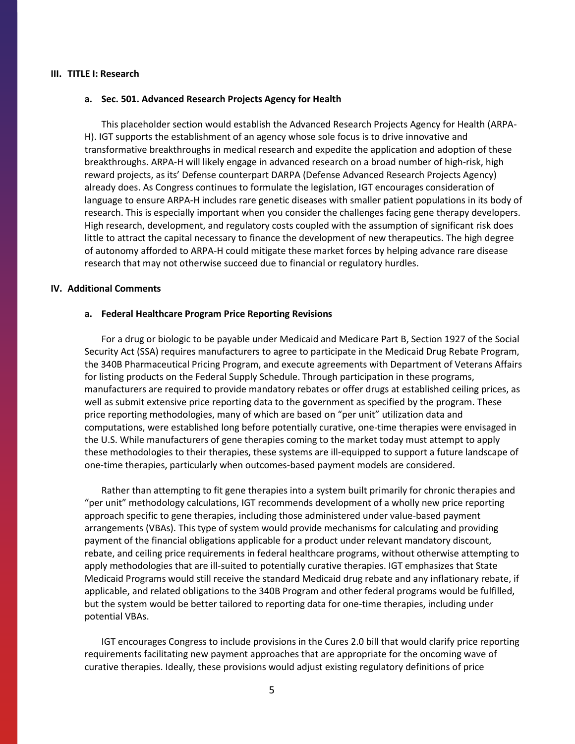## III. TITLE I: Research

### a. Sec. 501. Advanced Research Projects Agency for Health

This placeholder section would establish the Advanced Research Projects Agency for Health (ARPA-H). IGT supports the establishment of an agency whose sole focus is to drive innovative and transformative breakthroughs in medical research and expedite the application and adoption of these breakthroughs. ARPA-H will likely engage in advanced research on a broad number of high-risk, high reward projects, as its' Defense counterpart DARPA (Defense Advanced Research Projects Agency) already does. As Congress continues to formulate the legislation, IGT encourages consideration of language to ensure ARPA-H includes rare genetic diseases with smaller patient populations in its body of research. This is especially important when you consider the challenges facing gene therapy developers. High research, development, and regulatory costs coupled with the assumption of significant risk does little to attract the capital necessary to finance the development of new therapeutics. The high degree of autonomy afforded to ARPA-H could mitigate these market forces by helping advance rare disease research that may not otherwise succeed due to financial or regulatory hurdles.

## IV. Additional Comments

### a. Federal Healthcare Program Price Reporting Revisions

For a drug or biologic to be payable under Medicaid and Medicare Part B, Section 1927 of the Social Security Act (SSA) requires manufacturers to agree to participate in the Medicaid Drug Rebate Program, the 340B Pharmaceutical Pricing Program, and execute agreements with Department of Veterans Affairs for listing products on the Federal Supply Schedule. Through participation in these programs, manufacturers are required to provide mandatory rebates or offer drugs at established ceiling prices, as well as submit extensive price reporting data to the government as specified by the program. These price reporting methodologies, many of which are based on "per unit" utilization data and computations, were established long before potentially curative, one-time therapies were envisaged in the U.S. While manufacturers of gene therapies coming to the market today must attempt to apply these methodologies to their therapies, these systems are ill-equipped to support a future landscape of one-time therapies, particularly when outcomes-based payment models are considered.

Rather than attempting to fit gene therapies into a system built primarily for chronic therapies and "per unit" methodology calculations, IGT recommends development of a wholly new price reporting approach specific to gene therapies, including those administered under value-based payment arrangements (VBAs). This type of system would provide mechanisms for calculating and providing payment of the financial obligations applicable for a product under relevant mandatory discount, rebate, and ceiling price requirements in federal healthcare programs, without otherwise attempting to apply methodologies that are ill-suited to potentially curative therapies. IGT emphasizes that State Medicaid Programs would still receive the standard Medicaid drug rebate and any inflationary rebate, if applicable, and related obligations to the 340B Program and other federal programs would be fulfilled, but the system would be better tailored to reporting data for one-time therapies, including under potential VBAs.

IGT encourages Congress to include provisions in the Cures 2.0 bill that would clarify price reporting requirements facilitating new payment approaches that are appropriate for the oncoming wave of curative therapies. Ideally, these provisions would adjust existing regulatory definitions of price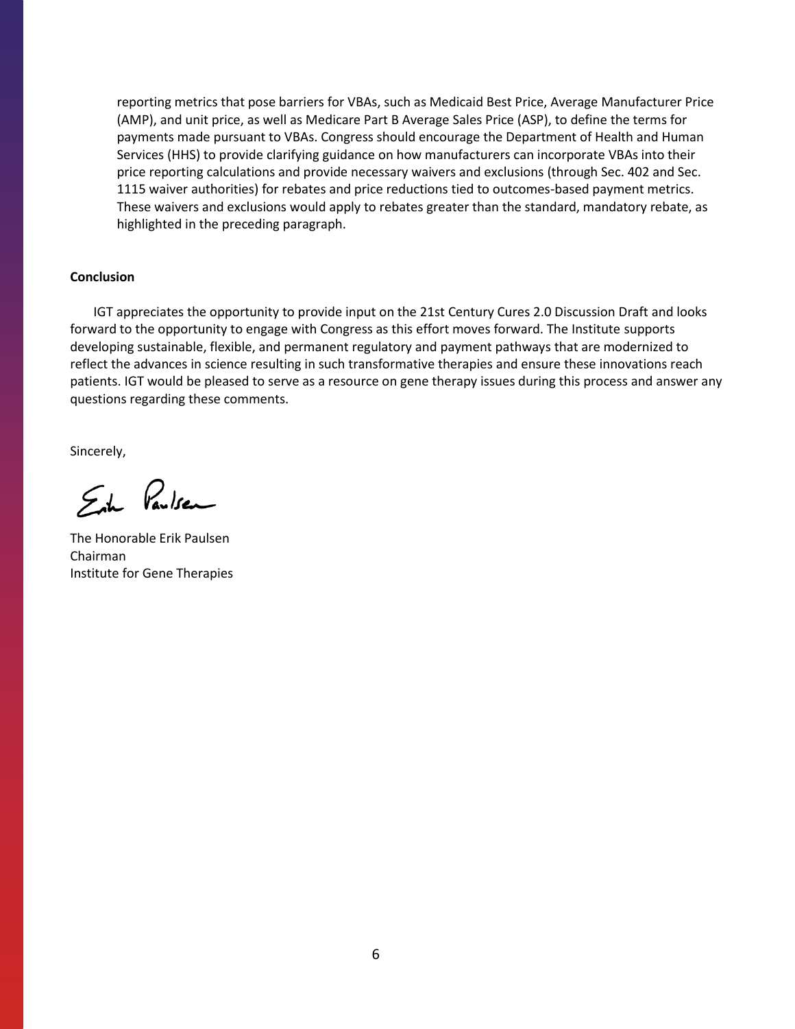reporting metrics that pose barriers for VBAs, such as Medicaid Best Price, Average Manufacturer Price (AMP), and unit price, as well as Medicare Part B Average Sales Price (ASP), to define the terms for payments made pursuant to VBAs. Congress should encourage the Department of Health and Human Services (HHS) to provide clarifying guidance on how manufacturers can incorporate VBAs into their price reporting calculations and provide necessary waivers and exclusions (through Sec. 402 and Sec. 1115 waiver authorities) for rebates and price reductions tied to outcomes-based payment metrics. These waivers and exclusions would apply to rebates greater than the standard, mandatory rebate, as highlighted in the preceding paragraph.

**Conclusion**

IGT appreciates the opportunity to provide input on the 21st Century Cures 2.0 Discussion Draft and looks forward to the opportunity to engage with Congress as this effort moves forward. The Institute supports developing sustainable, flexible, and permanent regulatory and payment pathways that are modernized to reflect the advances in science resulting in such transformative therapies and ensure these innovations reach patients. IGT would be pleased to serve as a resource on gene therapy issues during this process and answer any questions regarding these comments.

Sincerely,

Erik Paulsen

The Honorable Erik Paulsen
Chairman
Institute for Gene Therapies